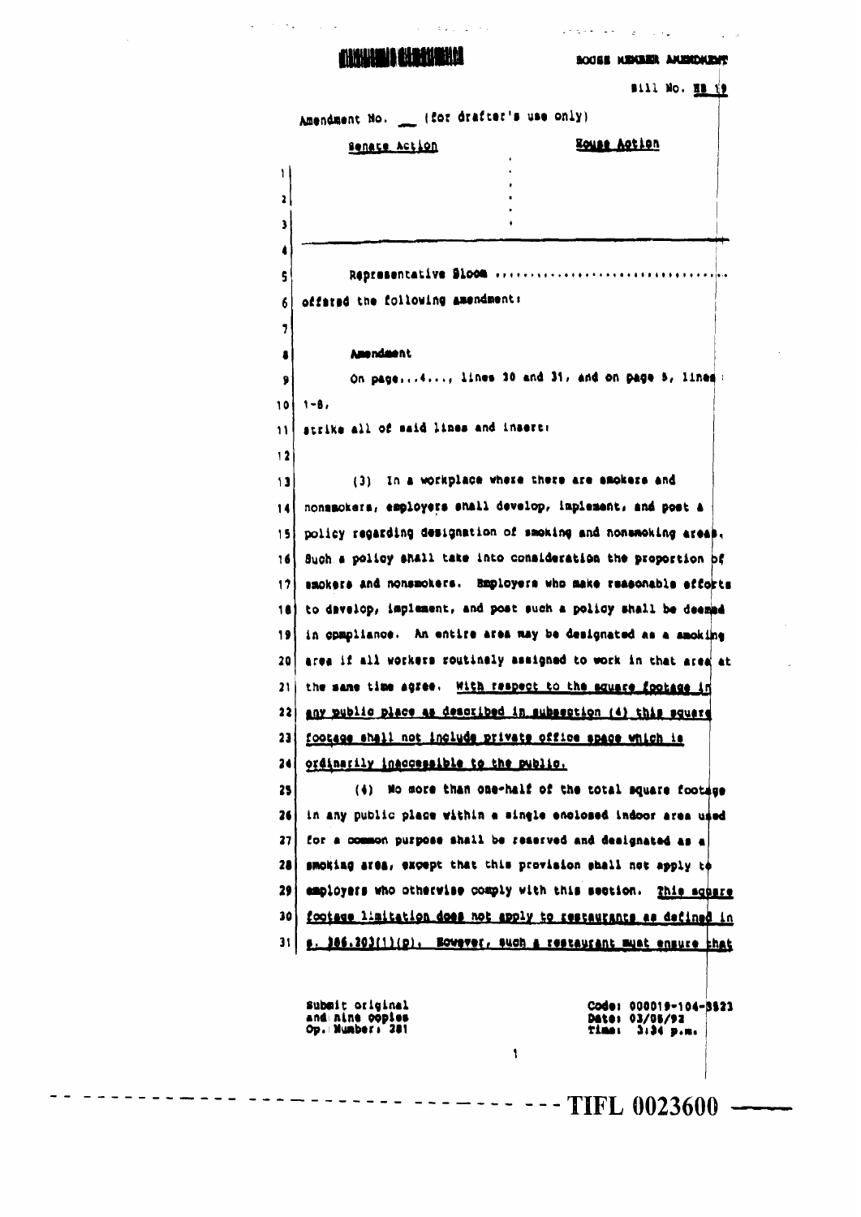HOUSE MEMBER AMENDMENT

Bill No. HB 19

Amendment No. ___ (for drafter's use only)

| Senate Action | House Action |
|---|---|
| | |

Representative Bloom ..............................

offered the following amendment:

**Amendment**

On page...4..., lines 30 and 31, and on page 5, lines 1-8,

strike all of said lines and insert:

(3) In a workplace where there are smokers and nonsmokers, employers shall develop, implement, and post a policy regarding designation of smoking and nonsmoking areas. Such a policy shall take into consideration the proportion of smokers and nonsmokers. Employers who make reasonable efforts to develop, implement, and post such a policy shall be deemed in compliance. An entire area may be designated as a smoking area if all workers routinely assigned to work in that area at the same time agree. <u>With respect to the square footage in any public place as described in subsection (4) this square footage shall not include private office space which is ordinarily inaccessible to the public.</u>

(4) No more than one-half of the total square footage in any public place within a single enclosed indoor area used for a common purpose shall be reserved and designated as a smoking area, except that this provision shall not apply to employers who otherwise comply with this section. <u>This square footage limitation does not apply to restaurants as defined in s. 386.203(1)(p). However, such a restaurant must ensure that</u>

Submit original and nine copies
Op. Number: 281

Code: 000019-104-3823
Date: 03/05/92
Time: 3:34 p.m.

TIFL 0023600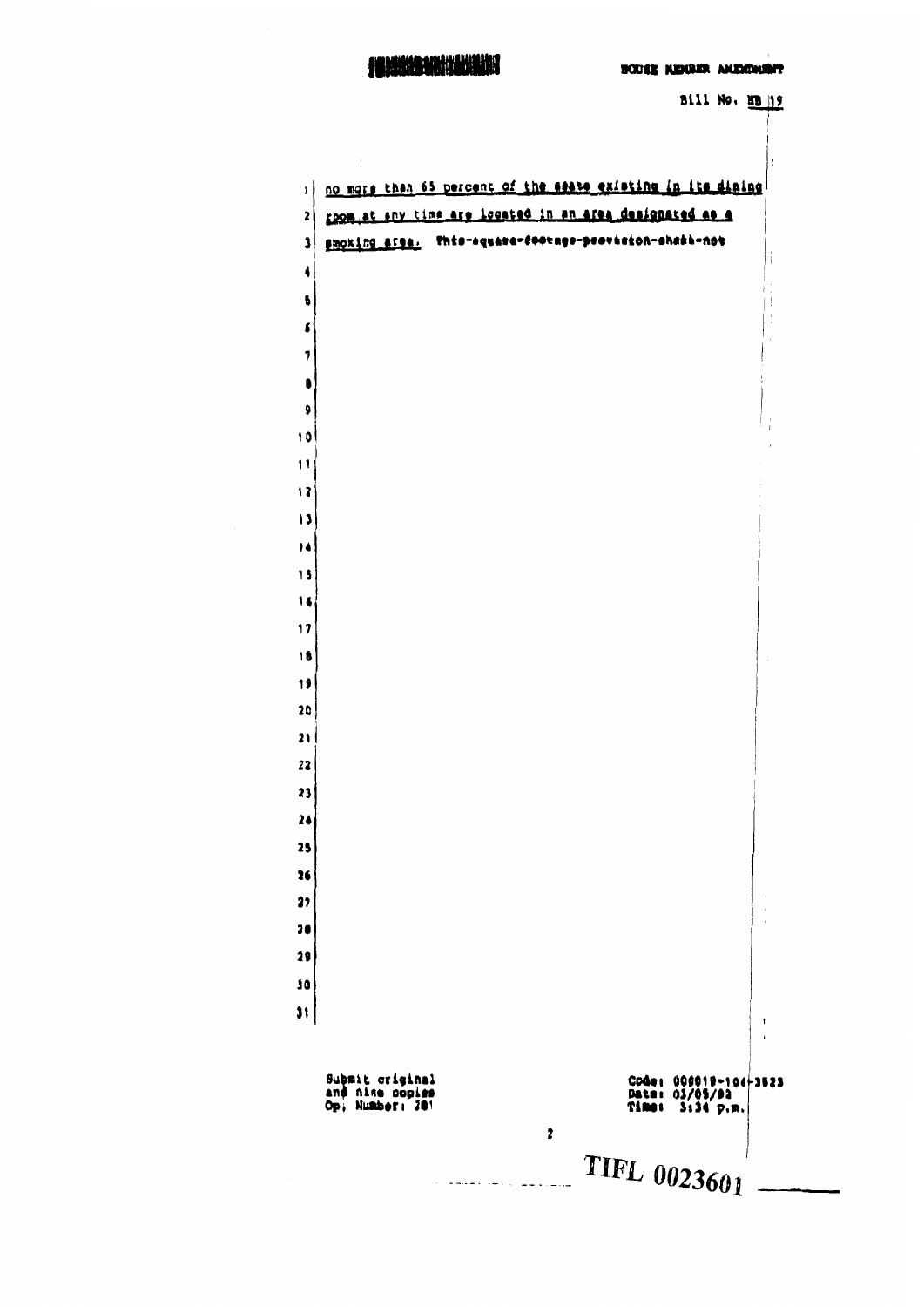no more than 65 percent of the seats existing in its dining room at any time are located in an area designated as a smoking area. This-square-footage-provision-shall-not

Submit original
and nine copies
Op. Number: 281

Code: 000019-104-3823
Date: 03/05/93
Time: 3:34 p.m.

TIFL 0023601